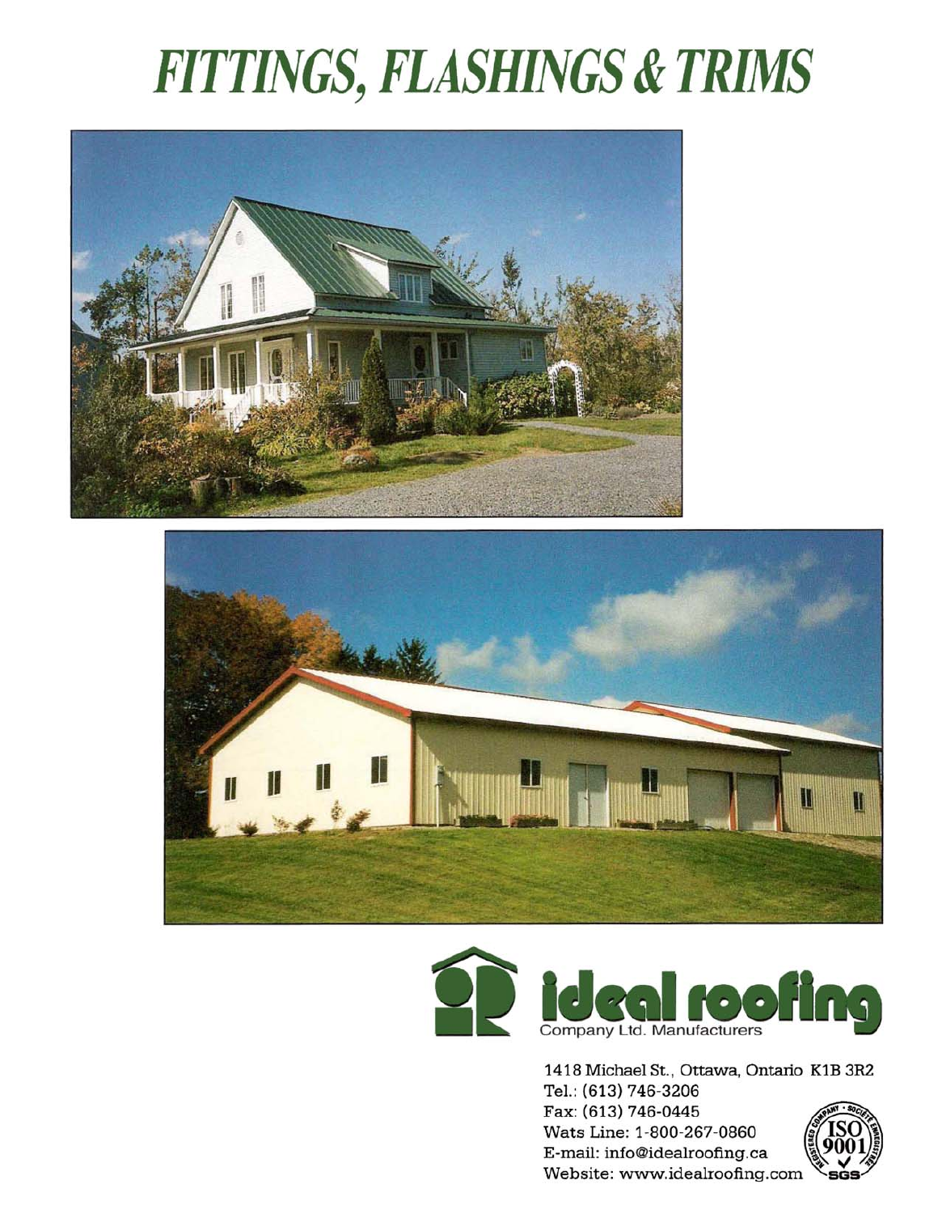# FITTINGS, FLASHINGS & TRIMS

**ideal roofing**
Company Ltd. Manufacturers

1418 Michael St., Ottawa, Ontario K1B 3R2
Tel.: (613) 746-3206
Fax: (613) 746-0445
Wats Line: 1-800-267-0860
E-mail: info@idealroofing.ca
Website: www.idealroofing.com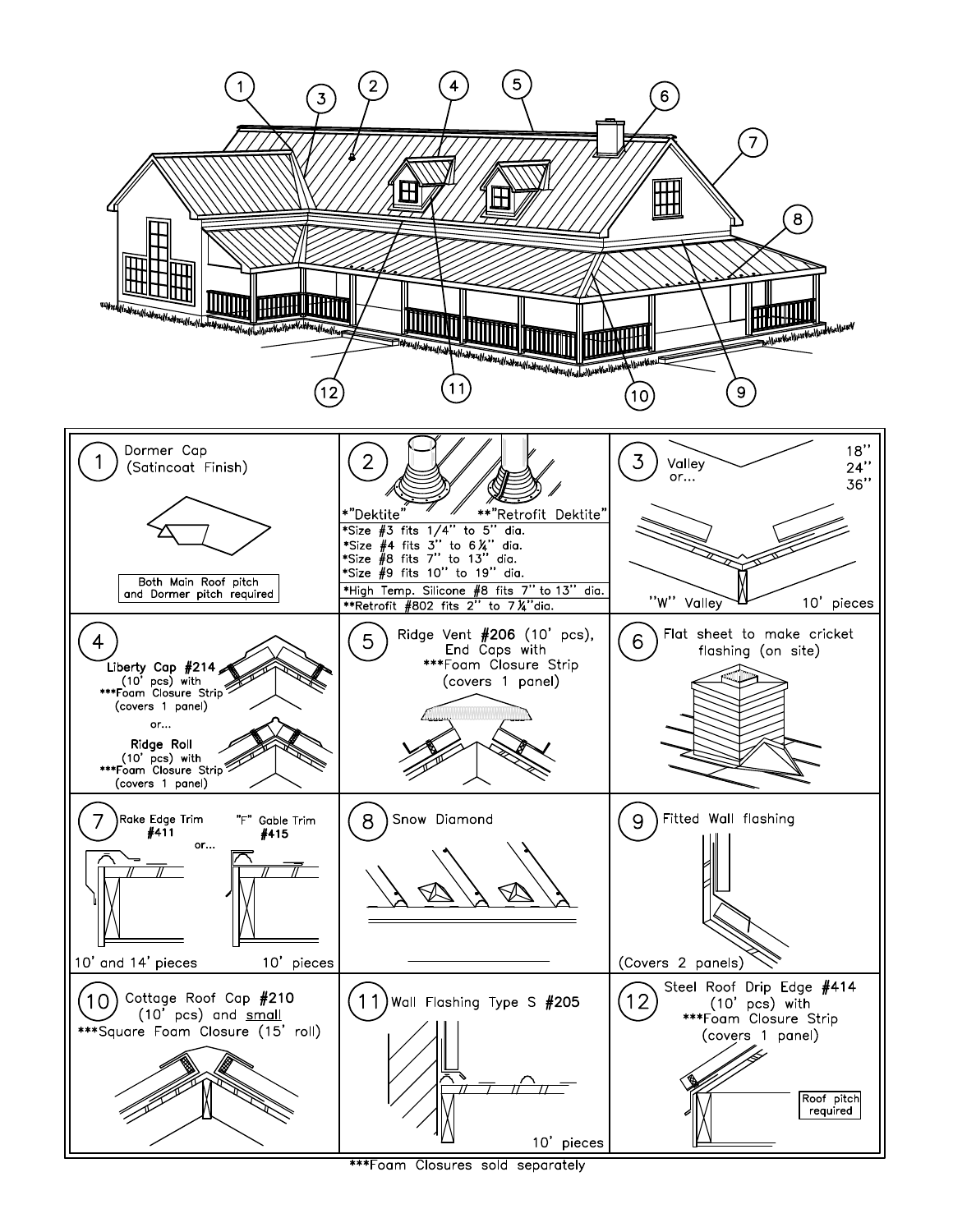| | | |
|---|---|---|
| **1** Dormer Cap (Satincoat Finish)<br><br>Both Main Roof pitch and Dormer pitch required | **2** *"Dektite" / **"Retrofit Dektite"<br><br>*Size #3 fits 1/4" to 5" dia.<br>*Size #4 fits 3" to 6 1/4" dia.<br>*Size #8 fits 7" to 13" dia.<br>*Size #9 fits 10" to 19" dia.<br>*High Temp. Silicone #8 fits 7" to 13" dia.<br>**Retrofit #802 fits 2" to 7 1/4" dia. | **3** Valley or... 18" 24" 36"<br><br>"W" Valley 10' pieces |
| **4** Liberty Cap #214 (10' pcs) with ***Foam Closure Strip (covers 1 panel)<br>or...<br>Ridge Roll (10' pcs) with ***Foam Closure Strip (covers 1 panel) | **5** Ridge Vent #206 (10' pcs), End Caps with ***Foam Closure Strip (covers 1 panel) | **6** Flat sheet to make cricket flashing (on site) |
| **7** Rake Edge Trim #411 or... "F" Gable Trim #415<br><br>10' and 14' pieces / 10' pieces | **8** Snow Diamond | **9** Fitted Wall flashing<br><br>(Covers 2 panels) |
| **10** Cottage Roof Cap #210 (10' pcs) and small ***Square Foam Closure (15' roll) | **11** Wall Flashing Type S #205<br><br>10' pieces | **12** Steel Roof Drip Edge #414 (10' pcs) with ***Foam Closure Strip (covers 1 panel)<br><br>Roof pitch required |

***Foam Closures sold separately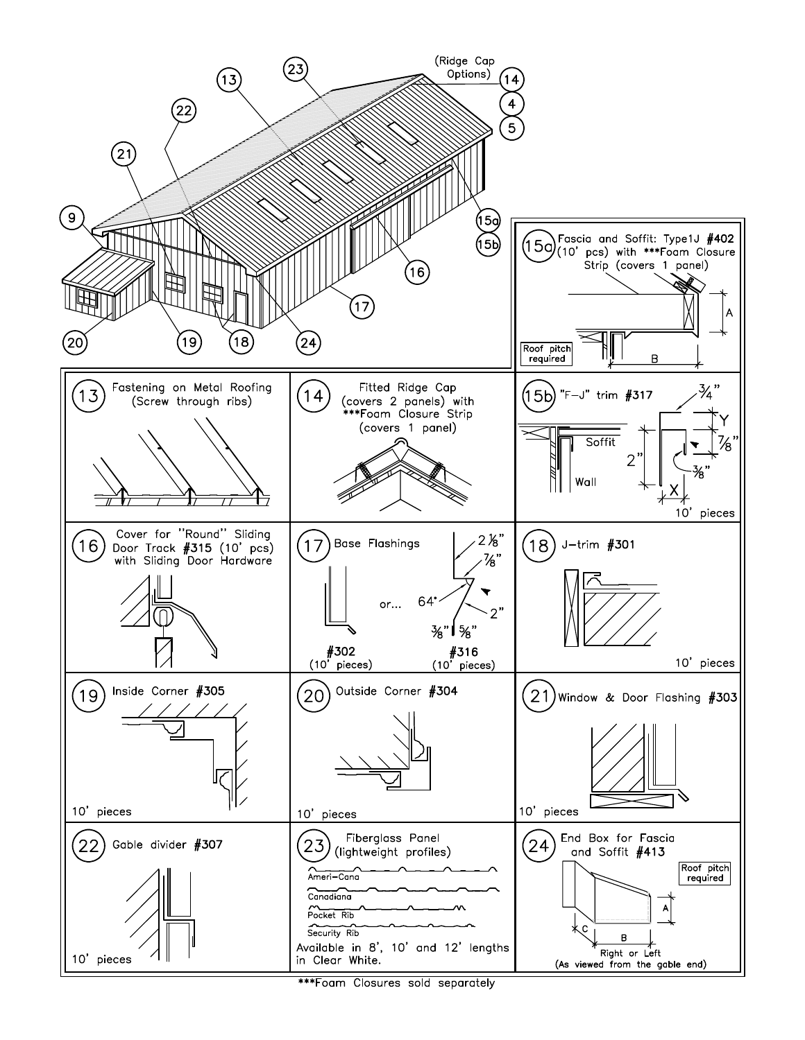(Ridge Cap Options) 14, 4, 5

9, 13, 15a, 15b, 16, 17, 18, 19, 20, 21, 22, 23, 24

## 15a Fascia and Soffit: Type1J #402

(10' pcs) with ***Foam Closure Strip (covers 1 panel)

A, B

Roof pitch required

## 13 Fastening on Metal Roofing

(Screw through ribs)

## 14 Fitted Ridge Cap

(covers 2 panels) with ***Foam Closure Strip (covers 1 panel)

## 15b "F-J" trim #317

Soffit, Wall

3/4", 7/8", 2", 3/8", X, Y

10' pieces

## 16 Cover for "Round" Sliding Door Track #315 (10' pcs) with Sliding Door Hardware

## 17 Base Flashings

#302 (10' pieces) or... #316 (10' pieces)

2 1/8", 7/8", 64°, 2", 3/8", 5/8"

## 18 J-trim #301

10' pieces

## 19 Inside Corner #305

10' pieces

## 20 Outside Corner #304

10' pieces

## 21 Window & Door Flashing #303

10' pieces

## 22 Gable divider #307

10' pieces

## 23 Fiberglass Panel

(lightweight profiles)

- Ameri-Cana
- Canadiana
- Pocket Rib
- Security Rib

Available in 8', 10' and 12' lengths in Clear White.

## 24 End Box for Fascia and Soffit #413

Roof pitch required

A, B, C

Right or Left (As viewed from the gable end)

***Foam Closures sold separately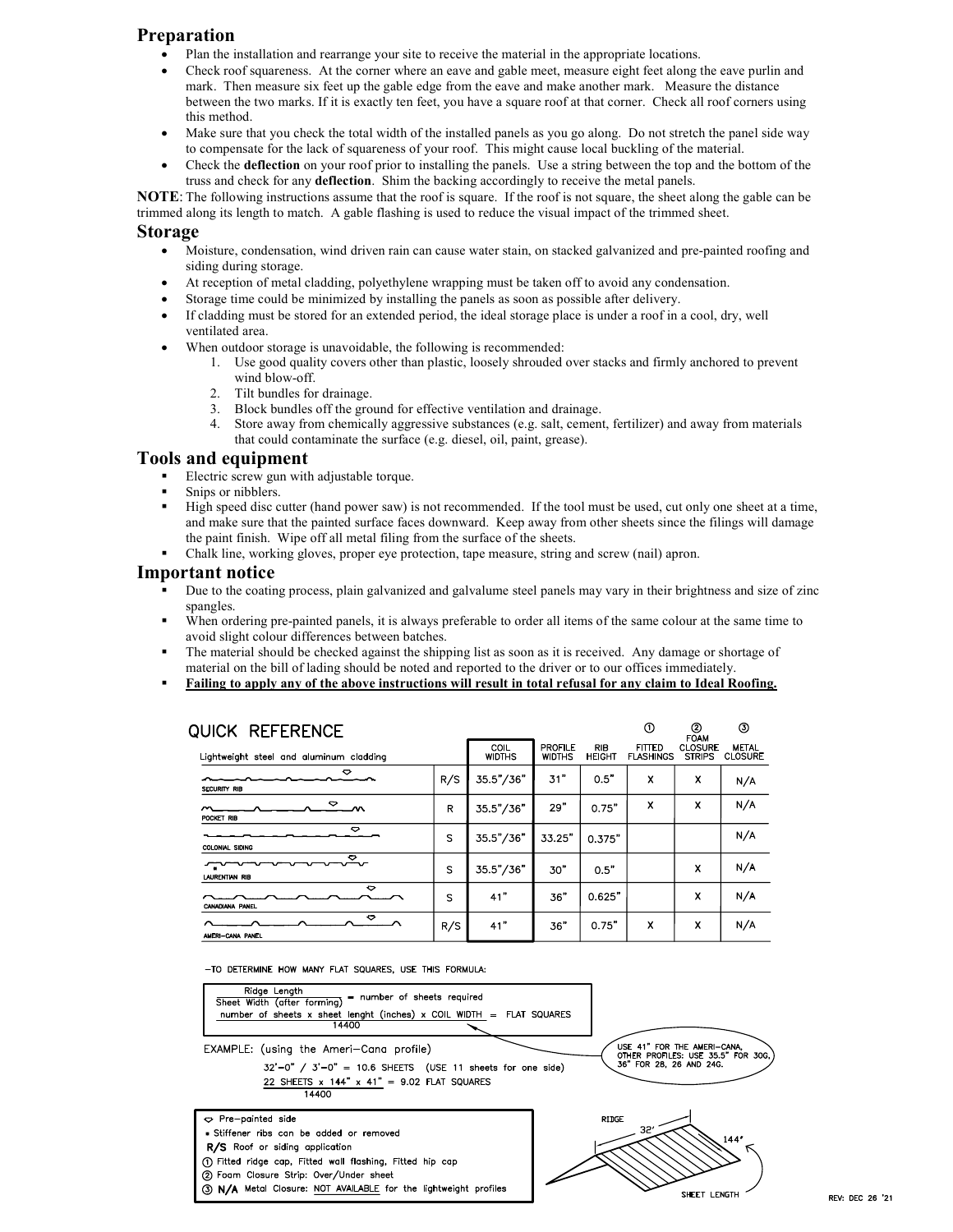## Preparation

- Plan the installation and rearrange your site to receive the material in the appropriate locations.
- Check roof squareness. At the corner where an eave and gable meet, measure eight feet along the eave purlin and mark. Then measure six feet up the gable edge from the eave and make another mark. Measure the distance between the two marks. If it is exactly ten feet, you have a square roof at that corner. Check all roof corners using this method.
- Make sure that you check the total width of the installed panels as you go along. Do not stretch the panel side way to compensate for the lack of squareness of your roof. This might cause local buckling of the material.
- Check the **deflection** on your roof prior to installing the panels. Use a string between the top and the bottom of the truss and check for any **deflection**. Shim the backing accordingly to receive the metal panels.

**NOTE**: The following instructions assume that the roof is square. If the roof is not square, the sheet along the gable can be trimmed along its length to match. A gable flashing is used to reduce the visual impact of the trimmed sheet.

## Storage

- Moisture, condensation, wind driven rain can cause water stain, on stacked galvanized and pre-painted roofing and siding during storage.
- At reception of metal cladding, polyethylene wrapping must be taken off to avoid any condensation.
- Storage time could be minimized by installing the panels as soon as possible after delivery.
- If cladding must be stored for an extended period, the ideal storage place is under a roof in a cool, dry, well ventilated area.
- When outdoor storage is unavoidable, the following is recommended:
  1. Use good quality covers other than plastic, loosely shrouded over stacks and firmly anchored to prevent wind blow-off.
  2. Tilt bundles for drainage.
  3. Block bundles off the ground for effective ventilation and drainage.
  4. Store away from chemically aggressive substances (e.g. salt, cement, fertilizer) and away from materials that could contaminate the surface (e.g. diesel, oil, paint, grease).

## Tools and equipment

- Electric screw gun with adjustable torque.
- Snips or nibblers.
- High speed disc cutter (hand power saw) is not recommended. If the tool must be used, cut only one sheet at a time, and make sure that the painted surface faces downward. Keep away from other sheets since the filings will damage the paint finish. Wipe off all metal filing from the surface of the sheets.
- Chalk line, working gloves, proper eye protection, tape measure, string and screw (nail) apron.

## Important notice

- Due to the coating process, plain galvanized and galvalume steel panels may vary in their brightness and size of zinc spangles.
- When ordering pre-painted panels, it is always preferable to order all items of the same colour at the same time to avoid slight colour differences between batches.
- The material should be checked against the shipping list as soon as it is received. Any damage or shortage of material on the bill of lading should be noted and reported to the driver or to our offices immediately.
- **Failing to apply any of the above instructions will result in total refusal for any claim to Ideal Roofing.**

## QUICK REFERENCE

| Lightweight steel and aluminum cladding | | COIL WIDTHS | PROFILE WIDTHS | RIB HEIGHT | ① FITTED FLASHINGS | ② FOAM CLOSURE STRIPS | ③ METAL CLOSURE |
|---|---|---|---|---|---|---|---|
| SECURITY RIB | R/S | 35.5"/36" | 31" | 0.5" | X | X | N/A |
| POCKET RIB | R | 35.5"/36" | 29" | 0.75" | X | X | N/A |
| COLONIAL SIDING | S | 35.5"/36" | 33.25" | 0.375" | | | N/A |
| LAURENTIAN RIB | S | 35.5"/36" | 30" | 0.5" | | X | N/A |
| CANADIANA PANEL | S | 41" | 36" | 0.625" | | X | N/A |
| AMERI–CANA PANEL | R/S | 41" | 36" | 0.75" | X | X | N/A |

–TO DETERMINE HOW MANY FLAT SQUARES, USE THIS FORMULA:

$$\frac{\text{Ridge Length}}{\text{Sheet Width (after forming)}} = \text{number of sheets required}$$

$$\frac{\text{number of sheets} \times \text{sheet lenght (inches)} \times \text{COIL WIDTH}}{14400} = \text{FLAT SQUARES}$$

USE 41" FOR THE AMERI–CANA, OTHER PROFILES: USE 35.5" FOR 30G, 36" FOR 28, 26 AND 24G.

EXAMPLE: (using the Ameri–Cana profile)

32'–0" / 3'–0" = 10.6 SHEETS (USE 11 sheets for one side)

$$\frac{22 \text{ SHEETS} \times 144" \times 41"}{14400} = 9.02 \text{ FLAT SQUARES}$$

RIDGE
32'
144"
SHEET LENGTH

- ▽ Pre-painted side
- \* Stiffener ribs can be added or removed
- **R/S** Roof or siding application
- ① Fitted ridge cap, Fitted wall flashing, Fitted hip cap
- ② Foam Closure Strip: Over/Under sheet
- ③ **N/A** Metal Closure: NOT AVAILABLE for the lightweight profiles

REV: DEC 26 '21